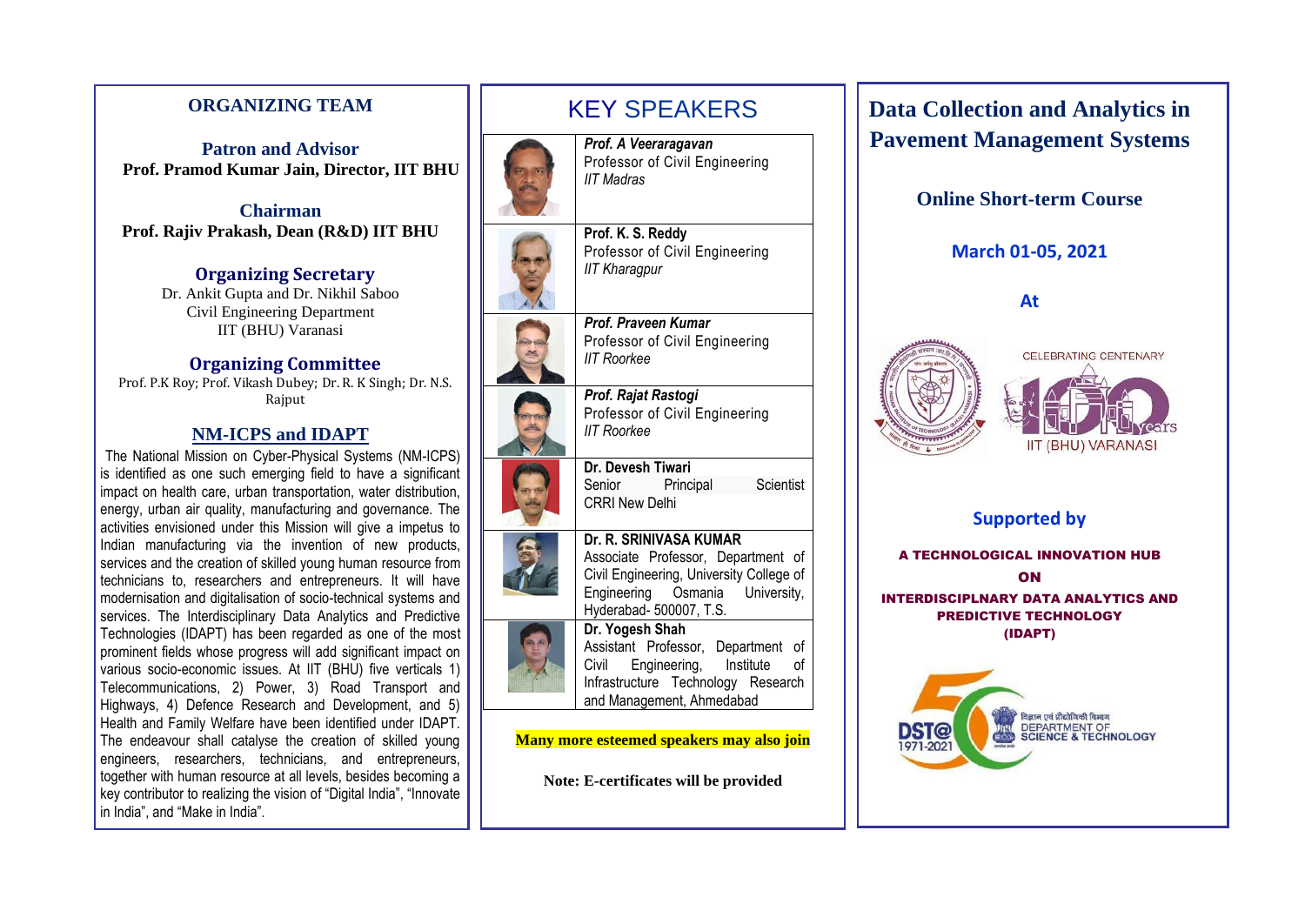## ORGANIZING TEAM

**Patron and Advisor**
**Prof. Pramod Kumar Jain, Director, IIT BHU**

**Chairman**
**Prof. Rajiv Prakash, Dean (R&D) IIT BHU**

### Organizing Secretary

Dr. Ankit Gupta and Dr. Nikhil Saboo
Civil Engineering Department
IIT (BHU) Varanasi

### Organizing Committee

Prof. P.K Roy; Prof. Vikash Dubey; Dr. R. K Singh; Dr. N.S. Rajput

### NM-ICPS and IDAPT

The National Mission on Cyber-Physical Systems (NM-ICPS) is identified as one such emerging field to have a significant impact on health care, urban transportation, water distribution, energy, urban air quality, manufacturing and governance. The activities envisioned under this Mission will give a impetus to Indian manufacturing via the invention of new products, services and the creation of skilled young human resource from technicians to, researchers and entrepreneurs. It will have modernisation and digitalisation of socio-technical systems and services. The Interdisciplinary Data Analytics and Predictive Technologies (IDAPT) has been regarded as one of the most prominent fields whose progress will add significant impact on various socio-economic issues. At IIT (BHU) five verticals 1) Telecommunications, 2) Power, 3) Road Transport and Highways, 4) Defence Research and Development, and 5) Health and Family Welfare have been identified under IDAPT. The endeavour shall catalyse the creation of skilled young engineers, researchers, technicians, and entrepreneurs, together with human resource at all levels, besides becoming a key contributor to realizing the vision of "Digital India", "Innovate in India", and "Make in India".

## KEY SPEAKERS

***Prof. A Veeraragavan***
Professor of Civil Engineering
*IIT Madras*

**Prof. K. S. Reddy**
Professor of Civil Engineering
*IIT Kharagpur*

***Prof. Praveen Kumar***
Professor of Civil Engineering
*IIT Roorkee*

***Prof. Rajat Rastogi***
Professor of Civil Engineering
*IIT Roorkee*

**Dr. Devesh Tiwari**
Senior Principal Scientist
CRRI New Delhi

**Dr. R. SRINIVASA KUMAR**
Associate Professor, Department of Civil Engineering, University College of Engineering Osmania University, Hyderabad- 500007, T.S.

**Dr. Yogesh Shah**
Assistant Professor, Department of Civil Engineering, Institute of Infrastructure Technology Research and Management, Ahmedabad

**Many more esteemed speakers may also join**

**Note: E-certificates will be provided**

# Data Collection and Analytics in Pavement Management Systems

**Online Short-term Course**

**March 01-05, 2021**

**At**

CELEBRATING CENTENARY
IIT (BHU) VARANASI

**Supported by**

**A TECHNOLOGICAL INNOVATION HUB ON INTERDISCIPLNARY DATA ANALYTICS AND PREDICTIVE TECHNOLOGY (IDAPT)**

DST@50 1971-2021
विज्ञान एवं प्रौद्योगिकी विभाग
DEPARTMENT OF SCIENCE & TECHNOLOGY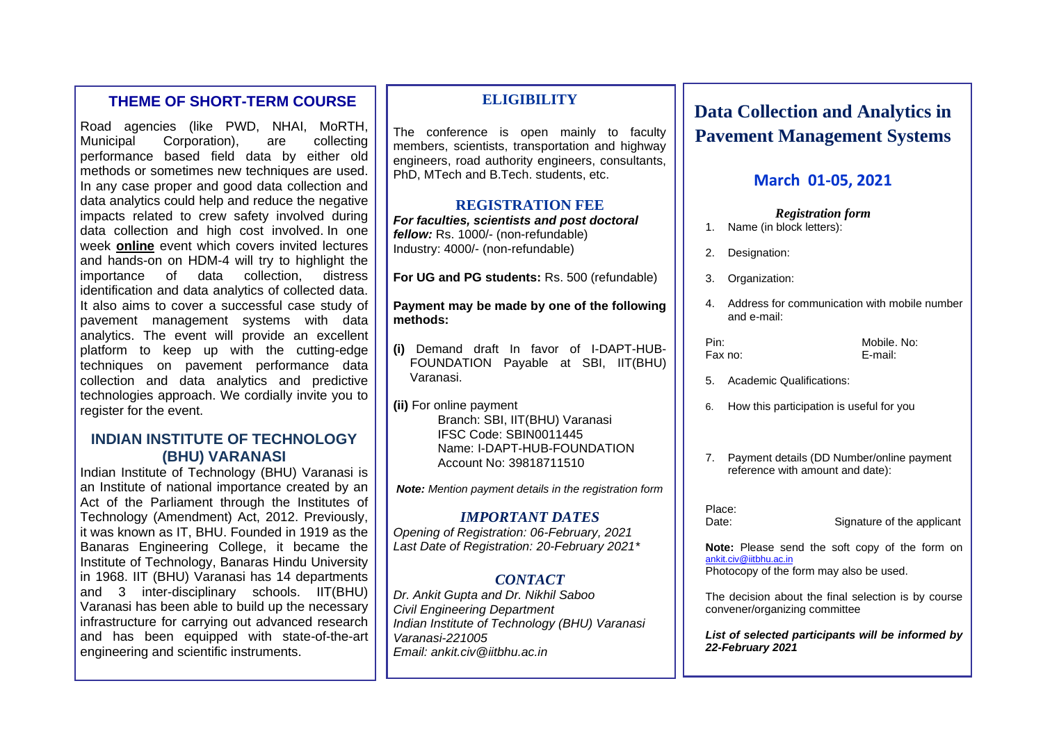## THEME OF SHORT-TERM COURSE

Road agencies (like PWD, NHAI, MoRTH, Municipal Corporation), are collecting performance based field data by either old methods or sometimes new techniques are used. In any case proper and good data collection and data analytics could help and reduce the negative impacts related to crew safety involved during data collection and high cost involved. In one week **online** event which covers invited lectures and hands-on on HDM-4 will try to highlight the importance of data collection, distress identification and data analytics of collected data. It also aims to cover a successful case study of pavement management systems with data analytics. The event will provide an excellent platform to keep up with the cutting-edge techniques on pavement performance data collection and data analytics and predictive technologies approach. We cordially invite you to register for the event.

## INDIAN INSTITUTE OF TECHNOLOGY (BHU) VARANASI

Indian Institute of Technology (BHU) Varanasi is an Institute of national importance created by an Act of the Parliament through the Institutes of Technology (Amendment) Act, 2012. Previously, it was known as IT, BHU. Founded in 1919 as the Banaras Engineering College, it became the Institute of Technology, Banaras Hindu University in 1968. IIT (BHU) Varanasi has 14 departments and 3 inter-disciplinary schools. IIT(BHU) Varanasi has been able to build up the necessary infrastructure for carrying out advanced research and has been equipped with state-of-the-art engineering and scientific instruments.

## ELIGIBILITY

The conference is open mainly to faculty members, scientists, transportation and highway engineers, road authority engineers, consultants, PhD, MTech and B.Tech. students, etc.

## REGISTRATION FEE

***For faculties, scientists and post doctoral fellow:*** Rs. 1000/- (non-refundable)
Industry: 4000/- (non-refundable)

**For UG and PG students:** Rs. 500 (refundable)

**Payment may be made by one of the following methods:**

**(i)** Demand draft In favor of I-DAPT-HUB-FOUNDATION Payable at SBI, IIT(BHU) Varanasi.

**(ii)** For online payment
Branch: SBI, IIT(BHU) Varanasi
IFSC Code: SBIN0011445
Name: I-DAPT-HUB-FOUNDATION
Account No: 39818711510

***Note:*** *Mention payment details in the registration form*

## *IMPORTANT DATES*

*Opening of Registration: 06-February, 2021*
*Last Date of Registration: 20-February 2021**

## *CONTACT*

*Dr. Ankit Gupta and Dr. Nikhil Saboo*
*Civil Engineering Department*
*Indian Institute of Technology (BHU) Varanasi*
*Varanasi-221005*
*Email: ankit.civ@iitbhu.ac.in*

# Data Collection and Analytics in Pavement Management Systems

## March 01-05, 2021

### *Registration form*

1. Name (in block letters):
2. Designation:
3. Organization:
4. Address for communication with mobile number and e-mail:

Pin: Mobile. No:
Fax no: E-mail:

5. Academic Qualifications:
6. How this participation is useful for you
7. Payment details (DD Number/online payment reference with amount and date):

Place:
Date: Signature of the applicant

**Note:** Please send the soft copy of the form on ankit.civ@iitbhu.ac.in
Photocopy of the form may also be used.

The decision about the final selection is by course convener/organizing committee

***List of selected participants will be informed by 22-February 2021***